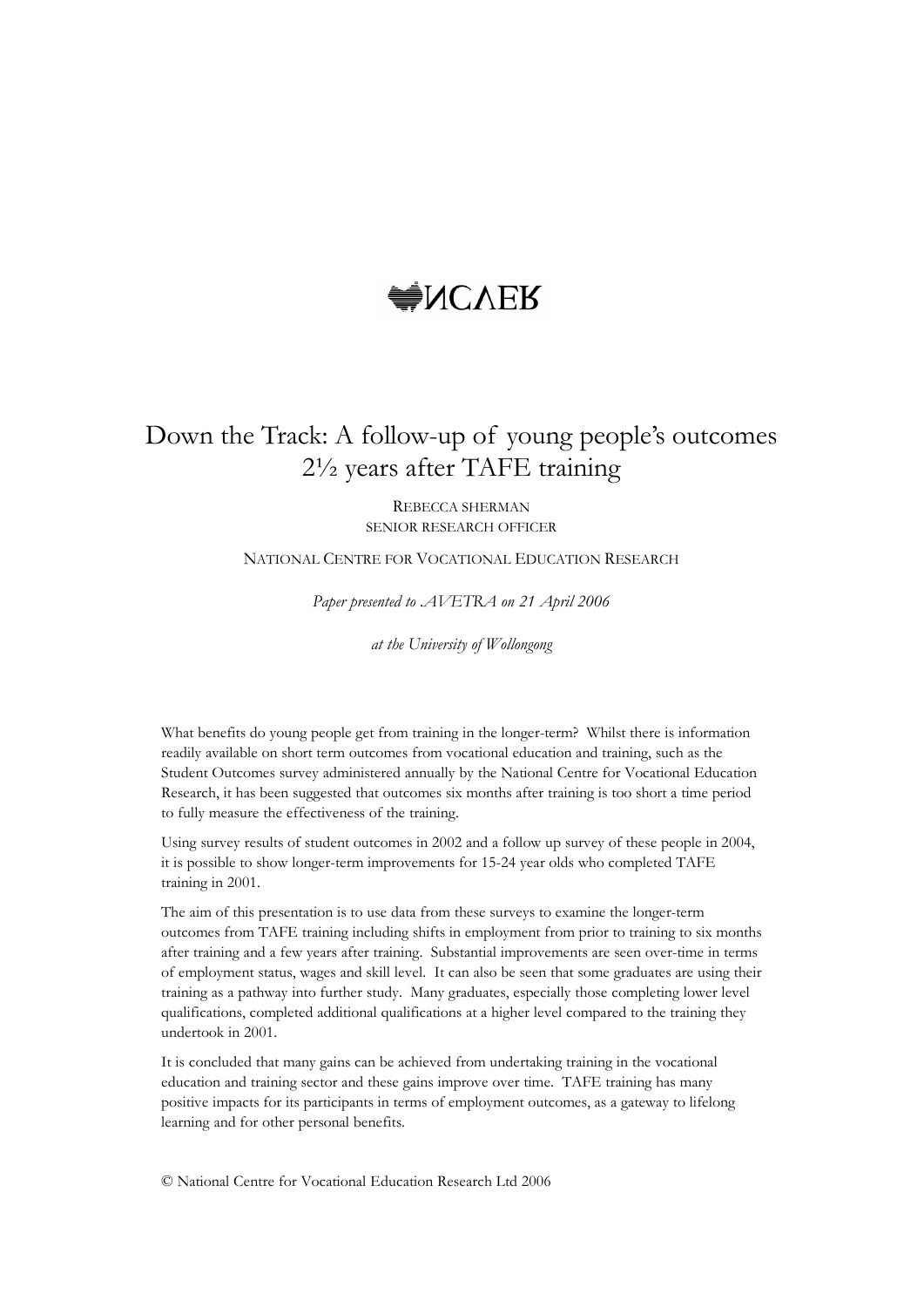NCVER

# Down the Track: A follow-up of young people's outcomes 2½ years after TAFE training

REBECCA SHERMAN
SENIOR RESEARCH OFFICER

NATIONAL CENTRE FOR VOCATIONAL EDUCATION RESEARCH

*Paper presented to AVETRA on 21 April 2006*

*at the University of Wollongong*

What benefits do young people get from training in the longer-term? Whilst there is information readily available on short term outcomes from vocational education and training, such as the Student Outcomes survey administered annually by the National Centre for Vocational Education Research, it has been suggested that outcomes six months after training is too short a time period to fully measure the effectiveness of the training.

Using survey results of student outcomes in 2002 and a follow up survey of these people in 2004, it is possible to show longer-term improvements for 15-24 year olds who completed TAFE training in 2001.

The aim of this presentation is to use data from these surveys to examine the longer-term outcomes from TAFE training including shifts in employment from prior to training to six months after training and a few years after training. Substantial improvements are seen over-time in terms of employment status, wages and skill level. It can also be seen that some graduates are using their training as a pathway into further study. Many graduates, especially those completing lower level qualifications, completed additional qualifications at a higher level compared to the training they undertook in 2001.

It is concluded that many gains can be achieved from undertaking training in the vocational education and training sector and these gains improve over time. TAFE training has many positive impacts for its participants in terms of employment outcomes, as a gateway to lifelong learning and for other personal benefits.

© National Centre for Vocational Education Research Ltd 2006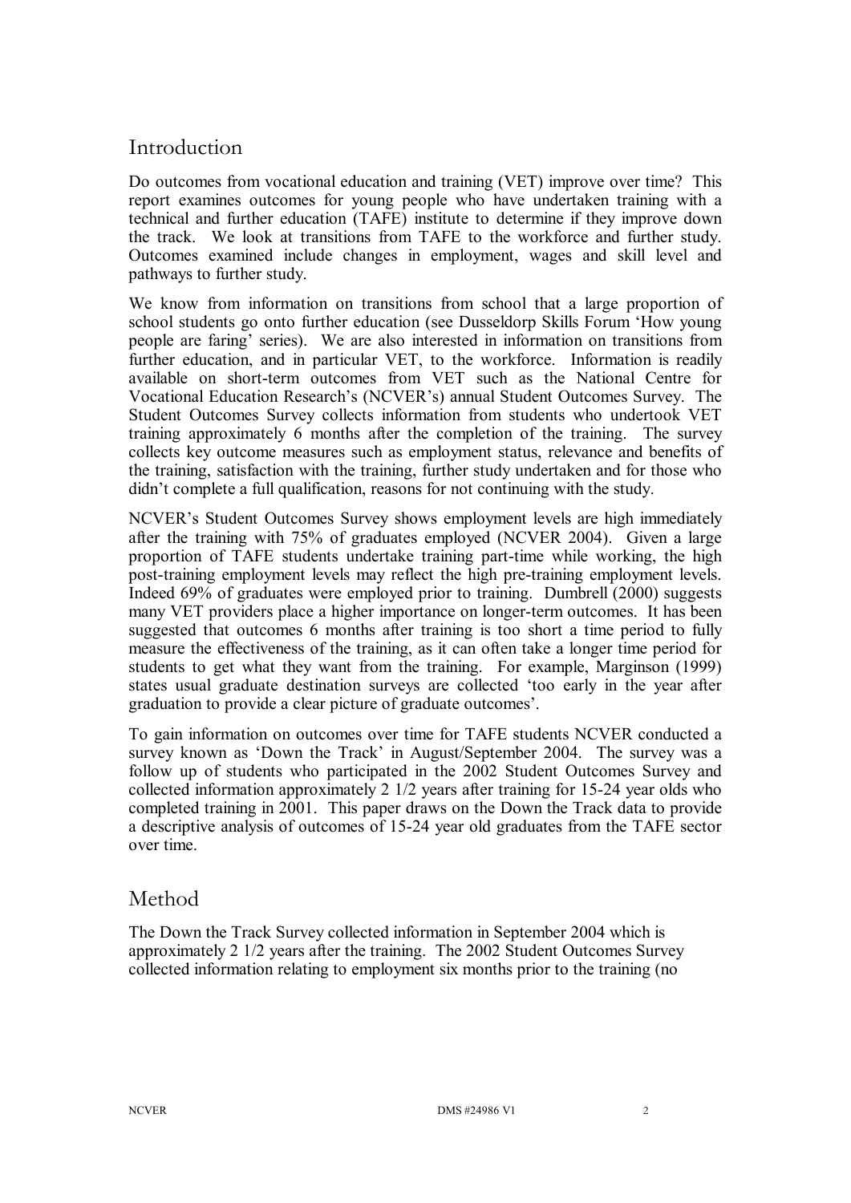## Introduction

Do outcomes from vocational education and training (VET) improve over time? This report examines outcomes for young people who have undertaken training with a technical and further education (TAFE) institute to determine if they improve down the track. We look at transitions from TAFE to the workforce and further study. Outcomes examined include changes in employment, wages and skill level and pathways to further study.

We know from information on transitions from school that a large proportion of school students go onto further education (see Dusseldorp Skills Forum 'How young people are faring' series). We are also interested in information on transitions from further education, and in particular VET, to the workforce. Information is readily available on short-term outcomes from VET such as the National Centre for Vocational Education Research's (NCVER's) annual Student Outcomes Survey. The Student Outcomes Survey collects information from students who undertook VET training approximately 6 months after the completion of the training. The survey collects key outcome measures such as employment status, relevance and benefits of the training, satisfaction with the training, further study undertaken and for those who didn't complete a full qualification, reasons for not continuing with the study.

NCVER's Student Outcomes Survey shows employment levels are high immediately after the training with 75% of graduates employed (NCVER 2004). Given a large proportion of TAFE students undertake training part-time while working, the high post-training employment levels may reflect the high pre-training employment levels. Indeed 69% of graduates were employed prior to training. Dumbrell (2000) suggests many VET providers place a higher importance on longer-term outcomes. It has been suggested that outcomes 6 months after training is too short a time period to fully measure the effectiveness of the training, as it can often take a longer time period for students to get what they want from the training. For example, Marginson (1999) states usual graduate destination surveys are collected 'too early in the year after graduation to provide a clear picture of graduate outcomes'.

To gain information on outcomes over time for TAFE students NCVER conducted a survey known as 'Down the Track' in August/September 2004. The survey was a follow up of students who participated in the 2002 Student Outcomes Survey and collected information approximately 2 1/2 years after training for 15-24 year olds who completed training in 2001. This paper draws on the Down the Track data to provide a descriptive analysis of outcomes of 15-24 year old graduates from the TAFE sector over time.

## Method

The Down the Track Survey collected information in September 2004 which is approximately 2 1/2 years after the training. The 2002 Student Outcomes Survey collected information relating to employment six months prior to the training (no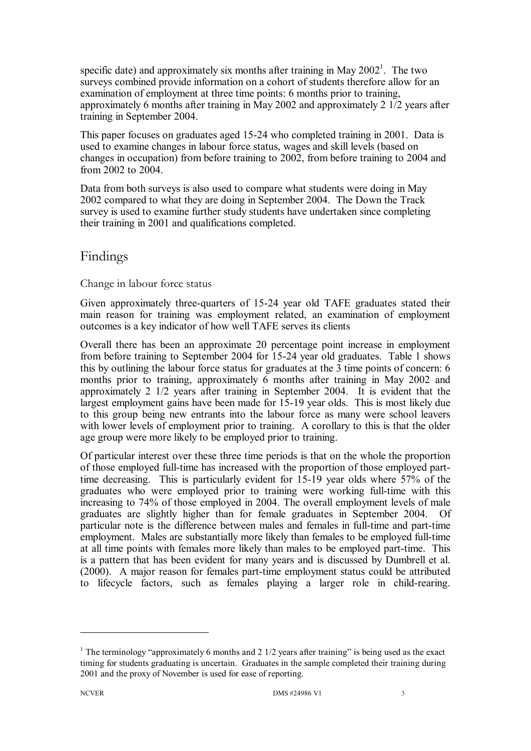specific date) and approximately six months after training in May 2002[1]. The two surveys combined provide information on a cohort of students therefore allow for an examination of employment at three time points: 6 months prior to training, approximately 6 months after training in May 2002 and approximately 2 1/2 years after training in September 2004.

This paper focuses on graduates aged 15-24 who completed training in 2001. Data is used to examine changes in labour force status, wages and skill levels (based on changes in occupation) from before training to 2002, from before training to 2004 and from 2002 to 2004.

Data from both surveys is also used to compare what students were doing in May 2002 compared to what they are doing in September 2004. The Down the Track survey is used to examine further study students have undertaken since completing their training in 2001 and qualifications completed.

## Findings

### Change in labour force status

Given approximately three-quarters of 15-24 year old TAFE graduates stated their main reason for training was employment related, an examination of employment outcomes is a key indicator of how well TAFE serves its clients

Overall there has been an approximate 20 percentage point increase in employment from before training to September 2004 for 15-24 year old graduates. Table 1 shows this by outlining the labour force status for graduates at the 3 time points of concern: 6 months prior to training, approximately 6 months after training in May 2002 and approximately 2 1/2 years after training in September 2004. It is evident that the largest employment gains have been made for 15-19 year olds. This is most likely due to this group being new entrants into the labour force as many were school leavers with lower levels of employment prior to training. A corollary to this is that the older age group were more likely to be employed prior to training.

Of particular interest over these three time periods is that on the whole the proportion of those employed full-time has increased with the proportion of those employed part-time decreasing. This is particularly evident for 15-19 year olds where 57% of the graduates who were employed prior to training were working full-time with this increasing to 74% of those employed in 2004. The overall employment levels of male graduates are slightly higher than for female graduates in September 2004. Of particular note is the difference between males and females in full-time and part-time employment. Males are substantially more likely than females to be employed full-time at all time points with females more likely than males to be employed part-time. This is a pattern that has been evident for many years and is discussed by Dumbrell et al. (2000). A major reason for females part-time employment status could be attributed to lifecycle factors, such as females playing a larger role in child-rearing.

---

[1] The terminology "approximately 6 months and 2 1/2 years after training" is being used as the exact timing for students graduating is uncertain. Graduates in the sample completed their training during 2001 and the proxy of November is used for ease of reporting.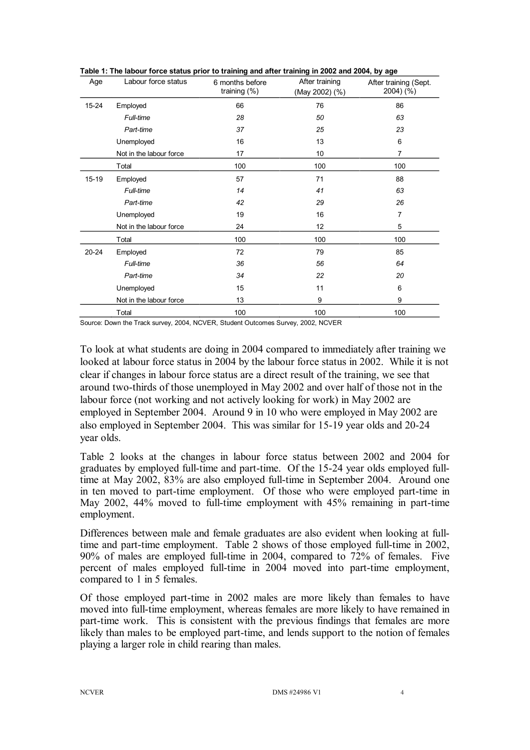**Table 1: The labour force status prior to training and after training in 2002 and 2004, by age**

| Age | Labour force status | 6 months before training (%) | After training (May 2002) (%) | After training (Sept. 2004) (%) |
|---|---|---|---|---|
| 15-24 | Employed | 66 | 76 | 86 |
| | *Full-time* | *28* | *50* | *63* |
| | *Part-time* | *37* | *25* | *23* |
| | Unemployed | 16 | 13 | 6 |
| | Not in the labour force | 17 | 10 | 7 |
| | Total | 100 | 100 | 100 |
| 15-19 | Employed | 57 | 71 | 88 |
| | *Full-time* | *14* | *41* | *63* |
| | *Part-time* | *42* | *29* | *26* |
| | Unemployed | 19 | 16 | 7 |
| | Not in the labour force | 24 | 12 | 5 |
| | Total | 100 | 100 | 100 |
| 20-24 | Employed | 72 | 79 | 85 |
| | *Full-time* | *36* | *56* | *64* |
| | *Part-time* | *34* | *22* | *20* |
| | Unemployed | 15 | 11 | 6 |
| | Not in the labour force | 13 | 9 | 9 |
| | Total | 100 | 100 | 100 |

Source: Down the Track survey, 2004, NCVER, Student Outcomes Survey, 2002, NCVER

To look at what students are doing in 2004 compared to immediately after training we looked at labour force status in 2004 by the labour force status in 2002. While it is not clear if changes in labour force status are a direct result of the training, we see that around two-thirds of those unemployed in May 2002 and over half of those not in the labour force (not working and not actively looking for work) in May 2002 are employed in September 2004. Around 9 in 10 who were employed in May 2002 are also employed in September 2004. This was similar for 15-19 year olds and 20-24 year olds.

Table 2 looks at the changes in labour force status between 2002 and 2004 for graduates by employed full-time and part-time. Of the 15-24 year olds employed full-time at May 2002, 83% are also employed full-time in September 2004. Around one in ten moved to part-time employment. Of those who were employed part-time in May 2002, 44% moved to full-time employment with 45% remaining in part-time employment.

Differences between male and female graduates are also evident when looking at full-time and part-time employment. Table 2 shows of those employed full-time in 2002, 90% of males are employed full-time in 2004, compared to 72% of females. Five percent of males employed full-time in 2004 moved into part-time employment, compared to 1 in 5 females.

Of those employed part-time in 2002 males are more likely than females to have moved into full-time employment, whereas females are more likely to have remained in part-time work. This is consistent with the previous findings that females are more likely than males to be employed part-time, and lends support to the notion of females playing a larger role in child rearing than males.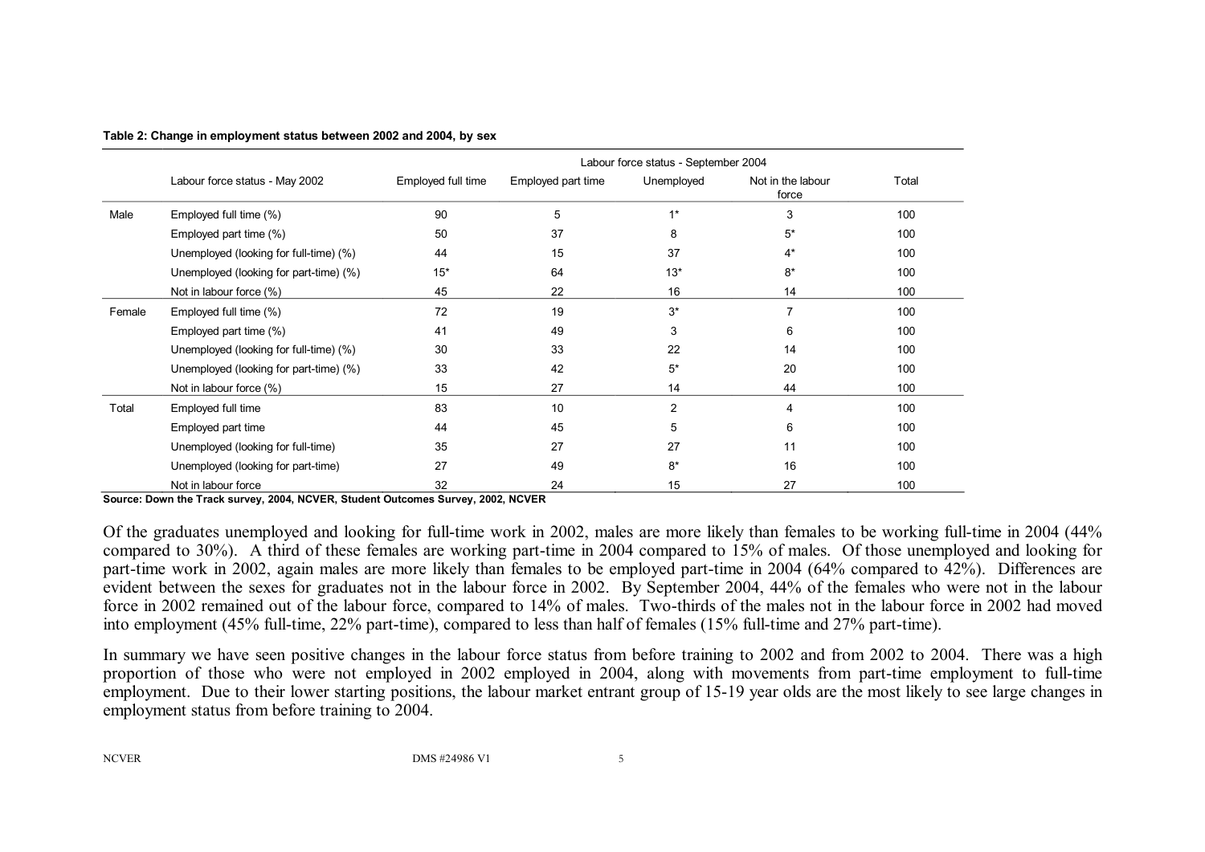**Table 2: Change in employment status between 2002 and 2004, by sex**

| | Labour force status - May 2002 | Labour force status - September 2004 | | | | |
|---|---|---|---|---|---|---|
| | | Employed full time | Employed part time | Unemployed | Not in the labour force | Total |
| Male | Employed full time (%) | 90 | 5 | 1* | 3 | 100 |
| | Employed part time (%) | 50 | 37 | 8 | 5* | 100 |
| | Unemployed (looking for full-time) (%) | 44 | 15 | 37 | 4* | 100 |
| | Unemployed (looking for part-time) (%) | 15* | 64 | 13* | 8* | 100 |
| | Not in labour force (%) | 45 | 22 | 16 | 14 | 100 |
| Female | Employed full time (%) | 72 | 19 | 3* | 7 | 100 |
| | Employed part time (%) | 41 | 49 | 3 | 6 | 100 |
| | Unemployed (looking for full-time) (%) | 30 | 33 | 22 | 14 | 100 |
| | Unemployed (looking for part-time) (%) | 33 | 42 | 5* | 20 | 100 |
| | Not in labour force (%) | 15 | 27 | 14 | 44 | 100 |
| Total | Employed full time | 83 | 10 | 2 | 4 | 100 |
| | Employed part time | 44 | 45 | 5 | 6 | 100 |
| | Unemployed (looking for full-time) | 35 | 27 | 27 | 11 | 100 |
| | Unemployed (looking for part-time) | 27 | 49 | 8* | 16 | 100 |
| | Not in labour force | 32 | 24 | 15 | 27 | 100 |

**Source: Down the Track survey, 2004, NCVER, Student Outcomes Survey, 2002, NCVER**

Of the graduates unemployed and looking for full-time work in 2002, males are more likely than females to be working full-time in 2004 (44% compared to 30%). A third of these females are working part-time in 2004 compared to 15% of males. Of those unemployed and looking for part-time work in 2002, again males are more likely than females to be employed part-time in 2004 (64% compared to 42%). Differences are evident between the sexes for graduates not in the labour force in 2002. By September 2004, 44% of the females who were not in the labour force in 2002 remained out of the labour force, compared to 14% of males. Two-thirds of the males not in the labour force in 2002 had moved into employment (45% full-time, 22% part-time), compared to less than half of females (15% full-time and 27% part-time).

In summary we have seen positive changes in the labour force status from before training to 2002 and from 2002 to 2004. There was a high proportion of those who were not employed in 2002 employed in 2004, along with movements from part-time employment to full-time employment. Due to their lower starting positions, the labour market entrant group of 15-19 year olds are the most likely to see large changes in employment status from before training to 2004.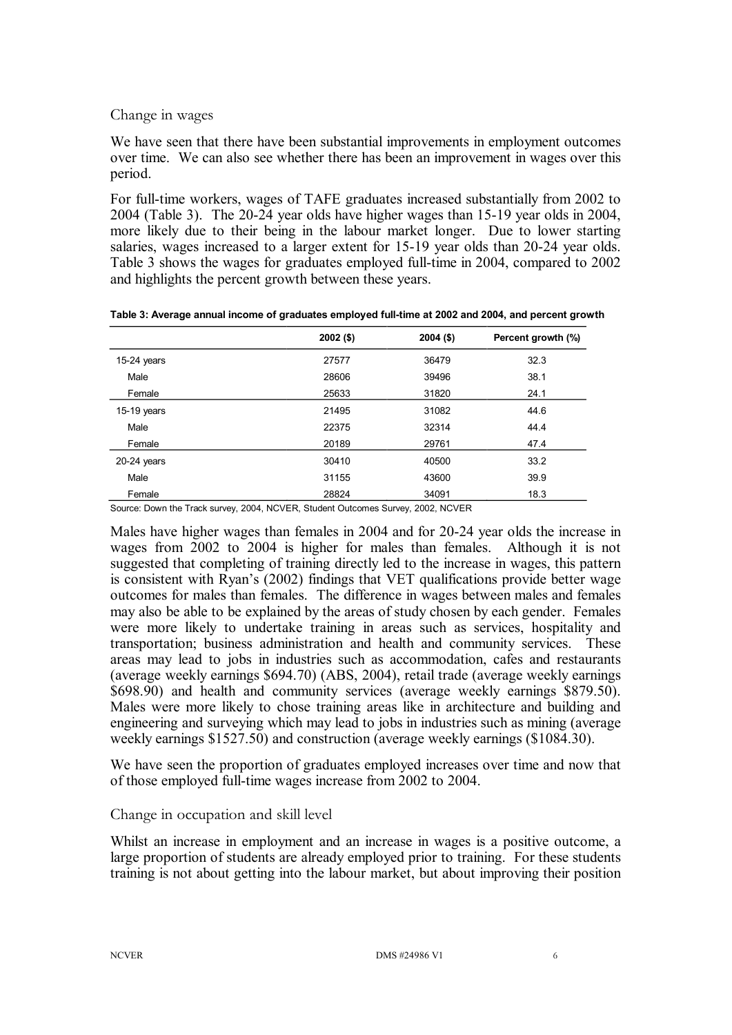### Change in wages

We have seen that there have been substantial improvements in employment outcomes over time. We can also see whether there has been an improvement in wages over this period.

For full-time workers, wages of TAFE graduates increased substantially from 2002 to 2004 (Table 3). The 20-24 year olds have higher wages than 15-19 year olds in 2004, more likely due to their being in the labour market longer. Due to lower starting salaries, wages increased to a larger extent for 15-19 year olds than 20-24 year olds. Table 3 shows the wages for graduates employed full-time in 2004, compared to 2002 and highlights the percent growth between these years.

**Table 3: Average annual income of graduates employed full-time at 2002 and 2004, and percent growth**

| | 2002 ($) | 2004 ($) | Percent growth (%) |
|---|---|---|---|
| 15-24 years | 27577 | 36479 | 32.3 |
| Male | 28606 | 39496 | 38.1 |
| Female | 25633 | 31820 | 24.1 |
| 15-19 years | 21495 | 31082 | 44.6 |
| Male | 22375 | 32314 | 44.4 |
| Female | 20189 | 29761 | 47.4 |
| 20-24 years | 30410 | 40500 | 33.2 |
| Male | 31155 | 43600 | 39.9 |
| Female | 28824 | 34091 | 18.3 |

Source: Down the Track survey, 2004, NCVER, Student Outcomes Survey, 2002, NCVER

Males have higher wages than females in 2004 and for 20-24 year olds the increase in wages from 2002 to 2004 is higher for males than females. Although it is not suggested that completing of training directly led to the increase in wages, this pattern is consistent with Ryan's (2002) findings that VET qualifications provide better wage outcomes for males than females. The difference in wages between males and females may also be able to be explained by the areas of study chosen by each gender. Females were more likely to undertake training in areas such as services, hospitality and transportation; business administration and health and community services. These areas may lead to jobs in industries such as accommodation, cafes and restaurants (average weekly earnings $694.70) (ABS, 2004), retail trade (average weekly earnings $698.90) and health and community services (average weekly earnings $879.50). Males were more likely to chose training areas like in architecture and building and engineering and surveying which may lead to jobs in industries such as mining (average weekly earnings $1527.50) and construction (average weekly earnings ($1084.30).

We have seen the proportion of graduates employed increases over time and now that of those employed full-time wages increase from 2002 to 2004.

### Change in occupation and skill level

Whilst an increase in employment and an increase in wages is a positive outcome, a large proportion of students are already employed prior to training. For these students training is not about getting into the labour market, but about improving their position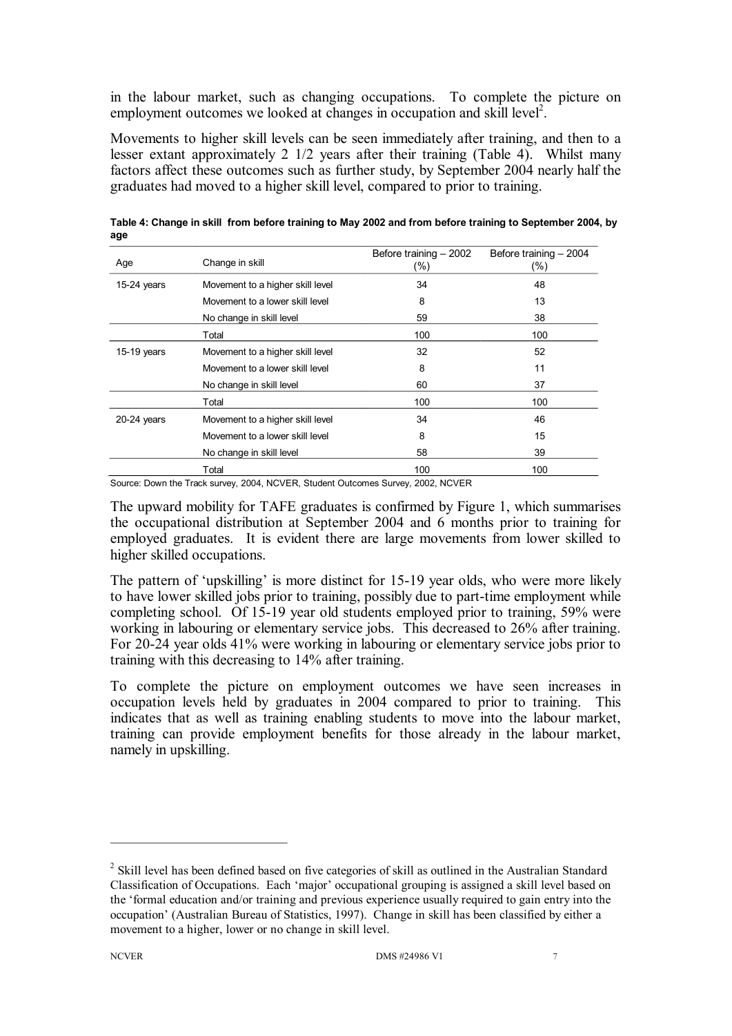in the labour market, such as changing occupations. To complete the picture on employment outcomes we looked at changes in occupation and skill level[2].

Movements to higher skill levels can be seen immediately after training, and then to a lesser extant approximately 2 1/2 years after their training (Table 4). Whilst many factors affect these outcomes such as further study, by September 2004 nearly half the graduates had moved to a higher skill level, compared to prior to training.

**Table 4: Change in skill from before training to May 2002 and from before training to September 2004, by age**

| Age | Change in skill | Before training – 2002 (%) | Before training – 2004 (%) |
|---|---|---|---|
| 15-24 years | Movement to a higher skill level | 34 | 48 |
| | Movement to a lower skill level | 8 | 13 |
| | No change in skill level | 59 | 38 |
| | Total | 100 | 100 |
| 15-19 years | Movement to a higher skill level | 32 | 52 |
| | Movement to a lower skill level | 8 | 11 |
| | No change in skill level | 60 | 37 |
| | Total | 100 | 100 |
| 20-24 years | Movement to a higher skill level | 34 | 46 |
| | Movement to a lower skill level | 8 | 15 |
| | No change in skill level | 58 | 39 |
| | Total | 100 | 100 |

Source: Down the Track survey, 2004, NCVER, Student Outcomes Survey, 2002, NCVER

The upward mobility for TAFE graduates is confirmed by Figure 1, which summarises the occupational distribution at September 2004 and 6 months prior to training for employed graduates. It is evident there are large movements from lower skilled to higher skilled occupations.

The pattern of 'upskilling' is more distinct for 15-19 year olds, who were more likely to have lower skilled jobs prior to training, possibly due to part-time employment while completing school. Of 15-19 year old students employed prior to training, 59% were working in labouring or elementary service jobs. This decreased to 26% after training. For 20-24 year olds 41% were working in labouring or elementary service jobs prior to training with this decreasing to 14% after training.

To complete the picture on employment outcomes we have seen increases in occupation levels held by graduates in 2004 compared to prior to training. This indicates that as well as training enabling students to move into the labour market, training can provide employment benefits for those already in the labour market, namely in upskilling.

---

[2] Skill level has been defined based on five categories of skill as outlined in the Australian Standard Classification of Occupations. Each 'major' occupational grouping is assigned a skill level based on the 'formal education and/or training and previous experience usually required to gain entry into the occupation' (Australian Bureau of Statistics, 1997). Change in skill has been classified by either a movement to a higher, lower or no change in skill level.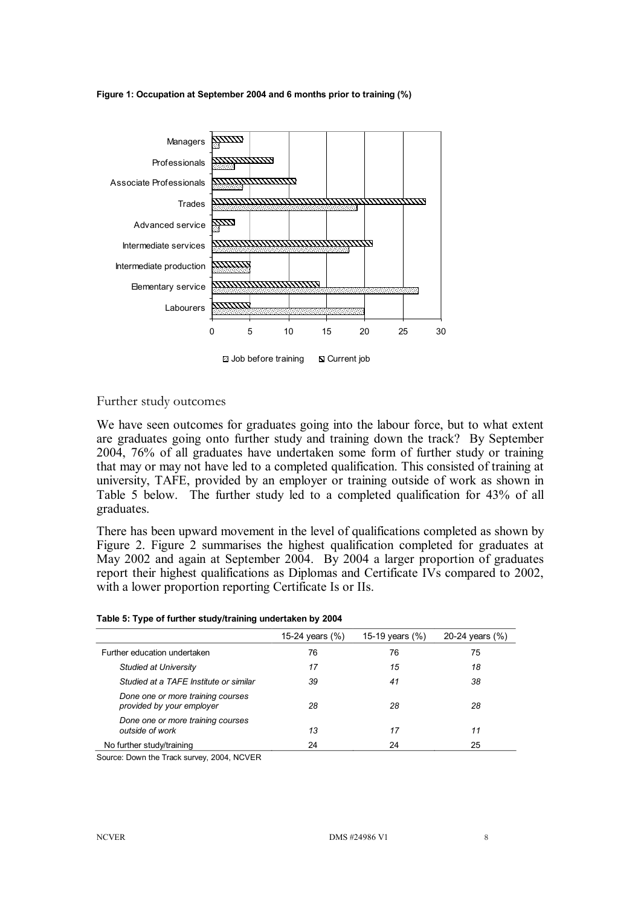**Figure 1: Occupation at September 2004 and 6 months prior to training (%)**

## Further study outcomes

We have seen outcomes for graduates going into the labour force, but to what extent are graduates going onto further study and training down the track? By September 2004, 76% of all graduates have undertaken some form of further study or training that may or may not have led to a completed qualification. This consisted of training at university, TAFE, provided by an employer or training outside of work as shown in Table 5 below. The further study led to a completed qualification for 43% of all graduates.

There has been upward movement in the level of qualifications completed as shown by Figure 2. Figure 2 summarises the highest qualification completed for graduates at May 2002 and again at September 2004. By 2004 a larger proportion of graduates report their highest qualifications as Diplomas and Certificate IVs compared to 2002, with a lower proportion reporting Certificate Is or IIs.

**Table 5: Type of further study/training undertaken by 2004**

| | 15-24 years (%) | 15-19 years (%) | 20-24 years (%) |
|---|---|---|---|
| Further education undertaken | 76 | 76 | 75 |
| *Studied at University* | *17* | *15* | *18* |
| *Studied at a TAFE Institute or similar* | *39* | *41* | *38* |
| *Done one or more training courses provided by your employer* | *28* | *28* | *28* |
| *Done one or more training courses outside of work* | *13* | *17* | *11* |
| No further study/training | 24 | 24 | 25 |

Source: Down the Track survey, 2004, NCVER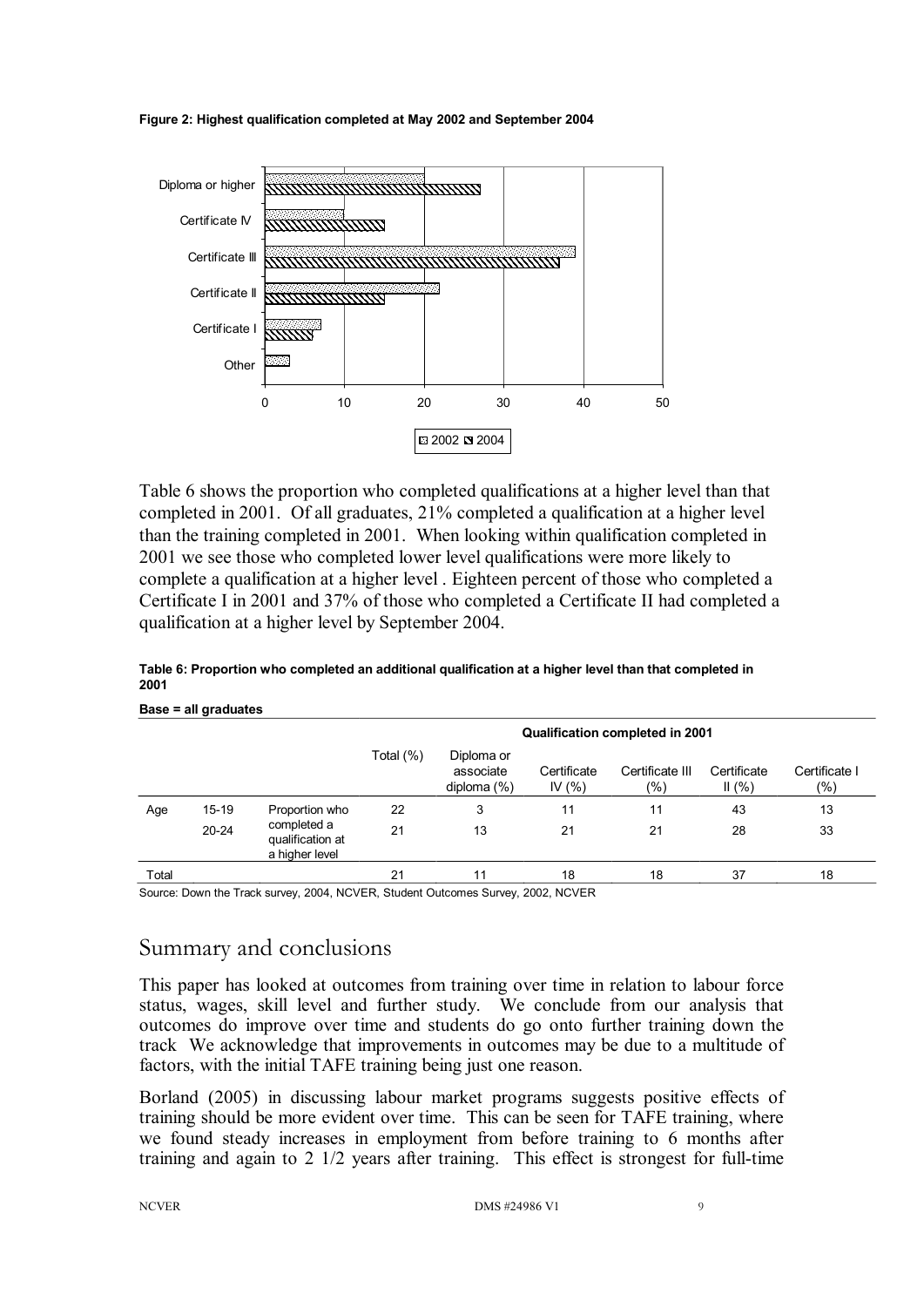**Figure 2: Highest qualification completed at May 2002 and September 2004**

Table 6 shows the proportion who completed qualifications at a higher level than that completed in 2001. Of all graduates, 21% completed a qualification at a higher level than the training completed in 2001. When looking within qualification completed in 2001 we see those who completed lower level qualifications were more likely to complete a qualification at a higher level . Eighteen percent of those who completed a Certificate I in 2001 and 37% of those who completed a Certificate II had completed a qualification at a higher level by September 2004.

**Table 6: Proportion who completed an additional qualification at a higher level than that completed in 2001**

**Base = all graduates**

| | | | Total (%) | Qualification completed in 2001 | | | | |
|---|---|---|---|---|---|---|---|---|
| | | | | Diploma or associate diploma (%) | Certificate IV (%) | Certificate III (%) | Certificate II (%) | Certificate I (%) |
| Age | 15-19 | Proportion who completed a qualification at a higher level | 22 | 3 | 11 | 11 | 43 | 13 |
| | 20-24 | | 21 | 13 | 21 | 21 | 28 | 33 |
| Total | | | 21 | 11 | 18 | 18 | 37 | 18 |

Source: Down the Track survey, 2004, NCVER, Student Outcomes Survey, 2002, NCVER

## Summary and conclusions

This paper has looked at outcomes from training over time in relation to labour force status, wages, skill level and further study. We conclude from our analysis that outcomes do improve over time and students do go onto further training down the track We acknowledge that improvements in outcomes may be due to a multitude of factors, with the initial TAFE training being just one reason.

Borland (2005) in discussing labour market programs suggests positive effects of training should be more evident over time. This can be seen for TAFE training, where we found steady increases in employment from before training to 6 months after training and again to 2 1/2 years after training. This effect is strongest for full-time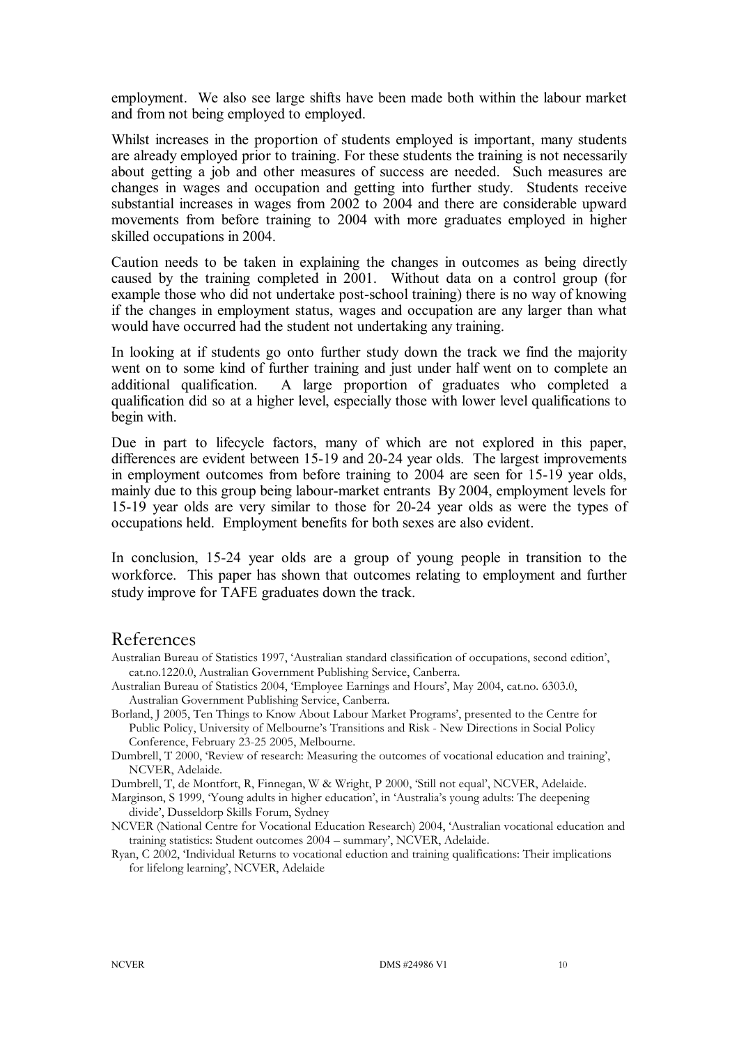employment. We also see large shifts have been made both within the labour market and from not being employed to employed.

Whilst increases in the proportion of students employed is important, many students are already employed prior to training. For these students the training is not necessarily about getting a job and other measures of success are needed. Such measures are changes in wages and occupation and getting into further study. Students receive substantial increases in wages from 2002 to 2004 and there are considerable upward movements from before training to 2004 with more graduates employed in higher skilled occupations in 2004.

Caution needs to be taken in explaining the changes in outcomes as being directly caused by the training completed in 2001. Without data on a control group (for example those who did not undertake post-school training) there is no way of knowing if the changes in employment status, wages and occupation are any larger than what would have occurred had the student not undertaking any training.

In looking at if students go onto further study down the track we find the majority went on to some kind of further training and just under half went on to complete an additional qualification. A large proportion of graduates who completed a qualification did so at a higher level, especially those with lower level qualifications to begin with.

Due in part to lifecycle factors, many of which are not explored in this paper, differences are evident between 15-19 and 20-24 year olds. The largest improvements in employment outcomes from before training to 2004 are seen for 15-19 year olds, mainly due to this group being labour-market entrants By 2004, employment levels for 15-19 year olds are very similar to those for 20-24 year olds as were the types of occupations held. Employment benefits for both sexes are also evident.

In conclusion, 15-24 year olds are a group of young people in transition to the workforce. This paper has shown that outcomes relating to employment and further study improve for TAFE graduates down the track.

# References

Australian Bureau of Statistics 1997, 'Australian standard classification of occupations, second edition', cat.no.1220.0, Australian Government Publishing Service, Canberra.

Australian Bureau of Statistics 2004, 'Employee Earnings and Hours', May 2004, cat.no. 6303.0, Australian Government Publishing Service, Canberra.

Borland, J 2005, Ten Things to Know About Labour Market Programs', presented to the Centre for Public Policy, University of Melbourne's Transitions and Risk - New Directions in Social Policy Conference, February 23-25 2005, Melbourne.

Dumbrell, T 2000, 'Review of research: Measuring the outcomes of vocational education and training', NCVER, Adelaide.

Dumbrell, T, de Montfort, R, Finnegan, W & Wright, P 2000, 'Still not equal', NCVER, Adelaide.

Marginson, S 1999, 'Young adults in higher education', in 'Australia's young adults: The deepening divide', Dusseldorp Skills Forum, Sydney

NCVER (National Centre for Vocational Education Research) 2004, 'Australian vocational education and training statistics: Student outcomes 2004 – summary', NCVER, Adelaide.

Ryan, C 2002, 'Individual Returns to vocational eduction and training qualifications: Their implications for lifelong learning', NCVER, Adelaide